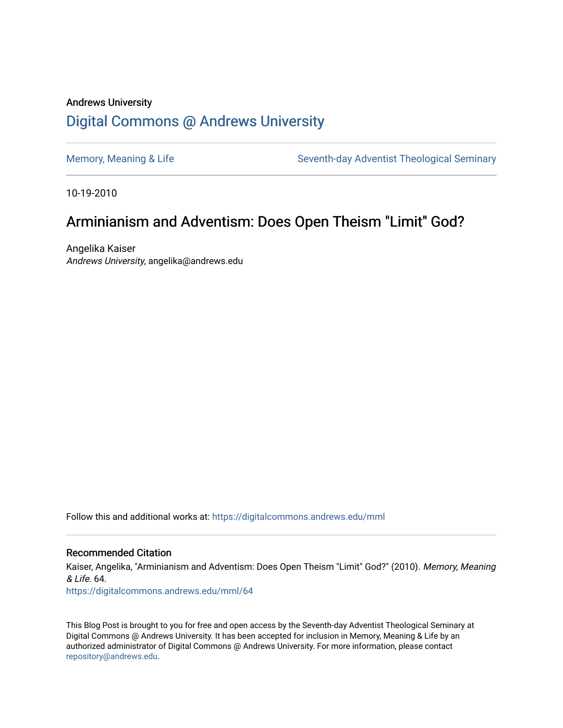Andrews University

# Digital Commons @ Andrews University

Memory, Meaning & Life

Seventh-day Adventist Theological Seminary

10-19-2010

## Arminianism and Adventism: Does Open Theism "Limit" God?

Angelika Kaiser
*Andrews University*, angelika@andrews.edu

Follow this and additional works at: https://digitalcommons.andrews.edu/mml

### Recommended Citation

Kaiser, Angelika, "Arminianism and Adventism: Does Open Theism "Limit" God?" (2010). *Memory, Meaning & Life*. 64.
https://digitalcommons.andrews.edu/mml/64

This Blog Post is brought to you for free and open access by the Seventh-day Adventist Theological Seminary at Digital Commons @ Andrews University. It has been accepted for inclusion in Memory, Meaning & Life by an authorized administrator of Digital Commons @ Andrews University. For more information, please contact repository@andrews.edu.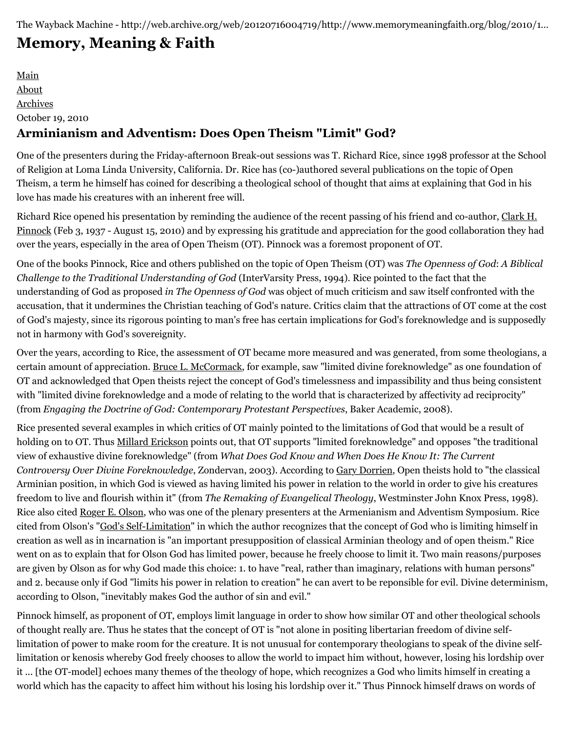The Wayback Machine - http://web.archive.org/web/20120716004719/http://www.memorymeaningfaith.org/blog/2010/1...

# Memory, Meaning & Faith

Main
About
Archives

October 19, 2010

## Arminianism and Adventism: Does Open Theism "Limit" God?

One of the presenters during the Friday-afternoon Break-out sessions was T. Richard Rice, since 1998 professor at the School of Religion at Loma Linda University, California. Dr. Rice has (co-)authored several publications on the topic of Open Theism, a term he himself has coined for describing a theological school of thought that aims at explaining that God in his love has made his creatures with an inherent free will.

Richard Rice opened his presentation by reminding the audience of the recent passing of his friend and co-author, Clark H. Pinnock (Feb 3, 1937 - August 15, 2010) and by expressing his gratitude and appreciation for the good collaboration they had over the years, especially in the area of Open Theism (OT). Pinnock was a foremost proponent of OT.

One of the books Pinnock, Rice and others published on the topic of Open Theism (OT) was *The Openness of God*: *A Biblical Challenge to the Traditional Understanding of God* (InterVarsity Press, 1994). Rice pointed to the fact that the understanding of God as proposed *in The Openness of God* was object of much criticism and saw itself confronted with the accusation, that it undermines the Christian teaching of God's nature. Critics claim that the attractions of OT come at the cost of God's majesty, since its rigorous pointing to man's free has certain implications for God's foreknowledge and is supposedly not in harmony with God's sovereignity.

Over the years, according to Rice, the assessment of OT became more measured and was generated, from some theologians, a certain amount of appreciation. Bruce L. McCormack, for example, saw "limited divine foreknowledge" as one foundation of OT and acknowledged that Open theists reject the concept of God's timelessness and impassibility and thus being consistent with "limited divine foreknowledge and a mode of relating to the world that is characterized by affectivity ad reciprocity" (from *Engaging the Doctrine of God: Contemporary Protestant Perspectives*, Baker Academic, 2008).

Rice presented several examples in which critics of OT mainly pointed to the limitations of God that would be a result of holding on to OT. Thus Millard Erickson points out, that OT supports "limited foreknowledge" and opposes "the traditional view of exhaustive divine foreknowledge" (from *What Does God Know and When Does He Know It: The Current Controversy Over Divine Foreknowledge*, Zondervan, 2003). According to Gary Dorrien, Open theists hold to "the classical Arminian position, in which God is viewed as having limited his power in relation to the world in order to give his creatures freedom to live and flourish within it" (from *The Remaking of Evangelical Theology*, Westminster John Knox Press, 1998). Rice also cited Roger E. Olson, who was one of the plenary presenters at the Armenianism and Adventism Symposium. Rice cited from Olson's "God's Self-Limitation" in which the author recognizes that the concept of God who is limiting himself in creation as well as in incarnation is "an important presupposition of classical Arminian theology and of open theism." Rice went on as to explain that for Olson God has limited power, because he freely choose to limit it. Two main reasons/purposes are given by Olson as for why God made this choice: 1. to have "real, rather than imaginary, relations with human persons" and 2. because only if God "limits his power in relation to creation" he can avert to be reponsible for evil. Divine determinism, according to Olson, "inevitably makes God the author of sin and evil."

Pinnock himself, as proponent of OT, employs limit language in order to show how similar OT and other theological schools of thought really are. Thus he states that the concept of OT is "not alone in positing libertarian freedom of divine self-limitation of power to make room for the creature. It is not unusual for contemporary theologians to speak of the divine self-limitation or kenosis whereby God freely chooses to allow the world to impact him without, however, losing his lordship over it ... [the OT-model] echoes many themes of the theology of hope, which recognizes a God who limits himself in creating a world which has the capacity to affect him without his losing his lordship over it." Thus Pinnock himself draws on words of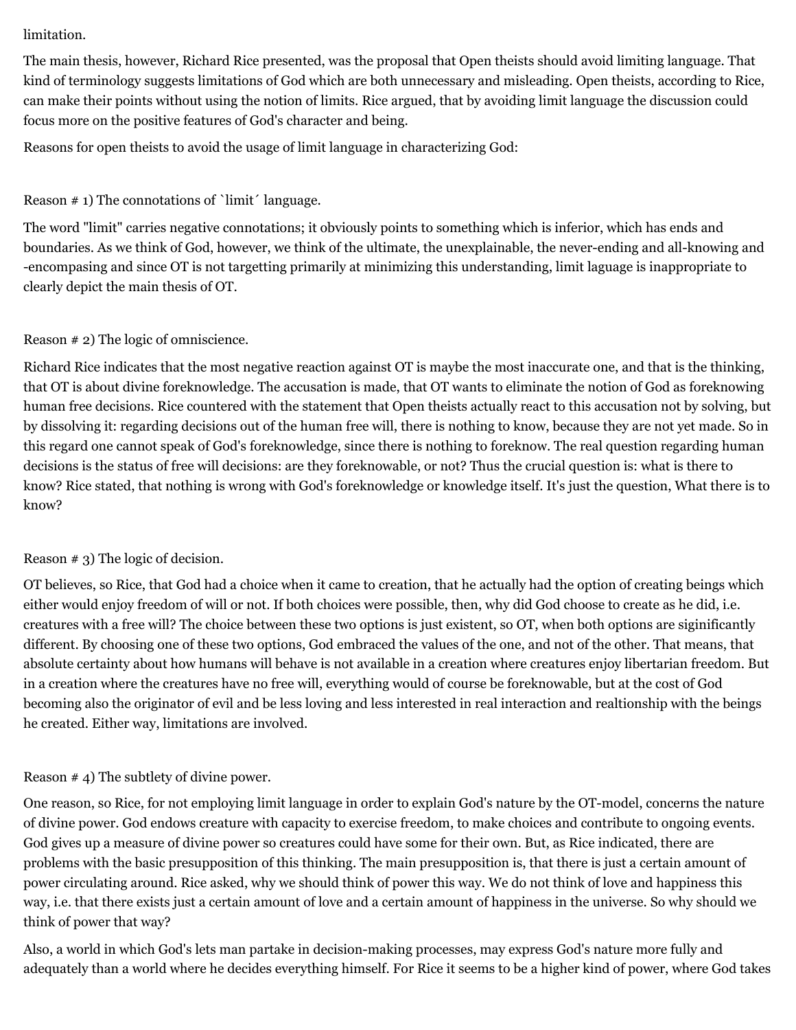limitation.

The main thesis, however, Richard Rice presented, was the proposal that Open theists should avoid limiting language. That kind of terminology suggests limitations of God which are both unnecessary and misleading. Open theists, according to Rice, can make their points without using the notion of limits. Rice argued, that by avoiding limit language the discussion could focus more on the positive features of God's character and being.

Reasons for open theists to avoid the usage of limit language in characterizing God:

Reason # 1) The connotations of `limit´ language.

The word "limit" carries negative connotations; it obviously points to something which is inferior, which has ends and boundaries. As we think of God, however, we think of the ultimate, the unexplainable, the never-ending and all-knowing and -encompasing and since OT is not targetting primarily at minimizing this understanding, limit laguage is inappropriate to clearly depict the main thesis of OT.

Reason # 2) The logic of omniscience.

Richard Rice indicates that the most negative reaction against OT is maybe the most inaccurate one, and that is the thinking, that OT is about divine foreknowledge. The accusation is made, that OT wants to eliminate the notion of God as foreknowing human free decisions. Rice countered with the statement that Open theists actually react to this accusation not by solving, but by dissolving it: regarding decisions out of the human free will, there is nothing to know, because they are not yet made. So in this regard one cannot speak of God's foreknowledge, since there is nothing to foreknow. The real question regarding human decisions is the status of free will decisions: are they foreknowable, or not? Thus the crucial question is: what is there to know? Rice stated, that nothing is wrong with God's foreknowledge or knowledge itself. It's just the question, What there is to know?

Reason # 3) The logic of decision.

OT believes, so Rice, that God had a choice when it came to creation, that he actually had the option of creating beings which either would enjoy freedom of will or not. If both choices were possible, then, why did God choose to create as he did, i.e. creatures with a free will? The choice between these two options is just existent, so OT, when both options are siginificantly different. By choosing one of these two options, God embraced the values of the one, and not of the other. That means, that absolute certainty about how humans will behave is not available in a creation where creatures enjoy libertarian freedom. But in a creation where the creatures have no free will, everything would of course be foreknowable, but at the cost of God becoming also the originator of evil and be less loving and less interested in real interaction and realtionship with the beings he created. Either way, limitations are involved.

Reason # 4) The subtlety of divine power.

One reason, so Rice, for not employing limit language in order to explain God's nature by the OT-model, concerns the nature of divine power. God endows creature with capacity to exercise freedom, to make choices and contribute to ongoing events. God gives up a measure of divine power so creatures could have some for their own. But, as Rice indicated, there are problems with the basic presupposition of this thinking. The main presupposition is, that there is just a certain amount of power circulating around. Rice asked, why we should think of power this way. We do not think of love and happiness this way, i.e. that there exists just a certain amount of love and a certain amount of happiness in the universe. So why should we think of power that way?

Also, a world in which God's lets man partake in decision-making processes, may express God's nature more fully and adequately than a world where he decides everything himself. For Rice it seems to be a higher kind of power, where God takes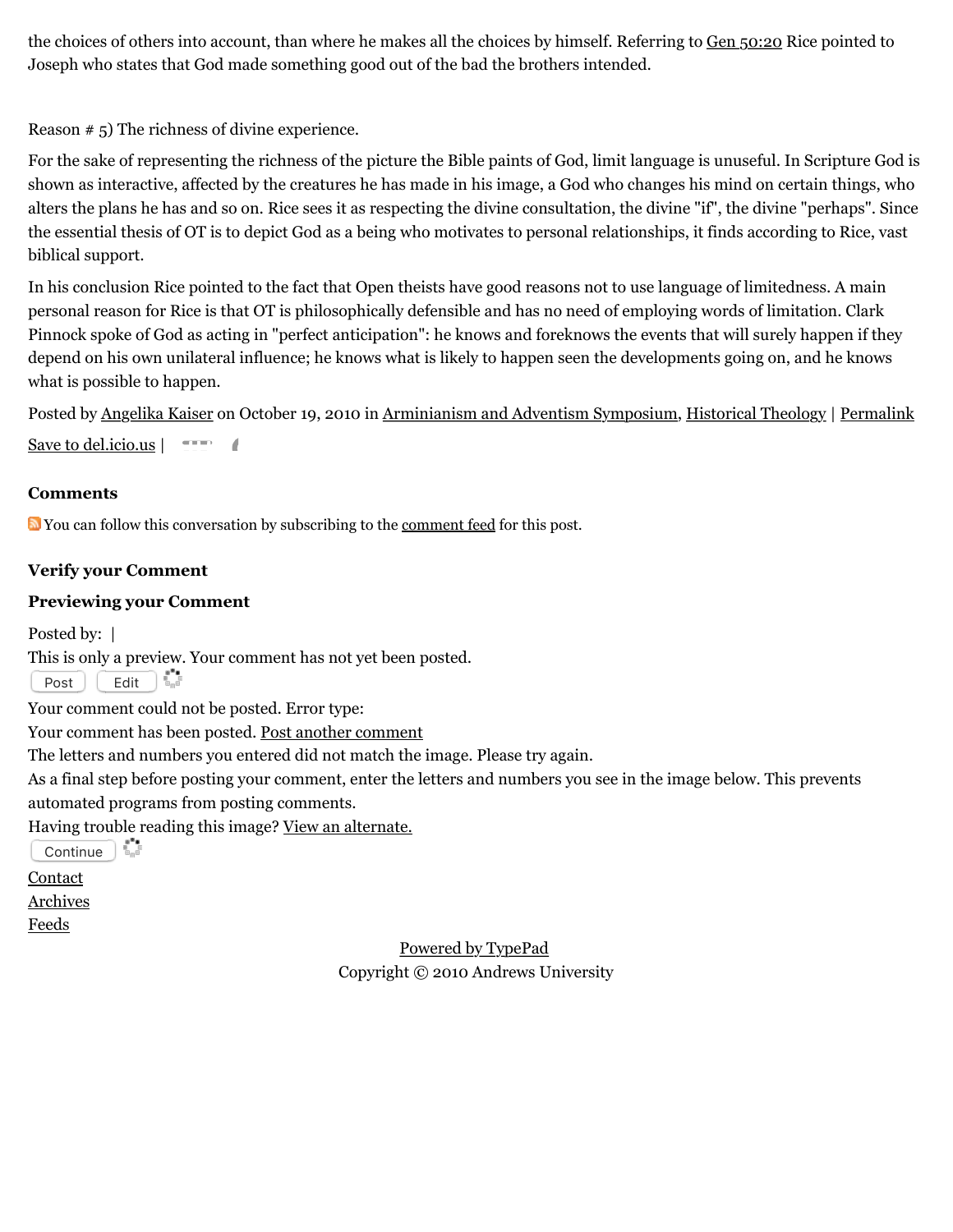the choices of others into account, than where he makes all the choices by himself. Referring to Gen 50:20 Rice pointed to Joseph who states that God made something good out of the bad the brothers intended.

Reason # 5) The richness of divine experience.

For the sake of representing the richness of the picture the Bible paints of God, limit language is unuseful. In Scripture God is shown as interactive, affected by the creatures he has made in his image, a God who changes his mind on certain things, who alters the plans he has and so on. Rice sees it as respecting the divine consultation, the divine "if", the divine "perhaps". Since the essential thesis of OT is to depict God as a being who motivates to personal relationships, it finds according to Rice, vast biblical support.

In his conclusion Rice pointed to the fact that Open theists have good reasons not to use language of limitedness. A main personal reason for Rice is that OT is philosophically defensible and has no need of employing words of limitation. Clark Pinnock spoke of God as acting in "perfect anticipation": he knows and foreknows the events that will surely happen if they depend on his own unilateral influence; he knows what is likely to happen seen the developments going on, and he knows what is possible to happen.

Posted by Angelika Kaiser on October 19, 2010 in Arminianism and Adventism Symposium, Historical Theology | Permalink

Save to del.icio.us |

### Comments

You can follow this conversation by subscribing to the comment feed for this post.

### Verify your Comment

### Previewing your Comment

Posted by: |

This is only a preview. Your comment has not yet been posted.

Post Edit

Your comment could not be posted. Error type:

Your comment has been posted. Post another comment

The letters and numbers you entered did not match the image. Please try again.

As a final step before posting your comment, enter the letters and numbers you see in the image below. This prevents automated programs from posting comments.

Having trouble reading this image? View an alternate.

Continue

Contact

Archives

Feeds

Powered by TypePad

Copyright © 2010 Andrews University